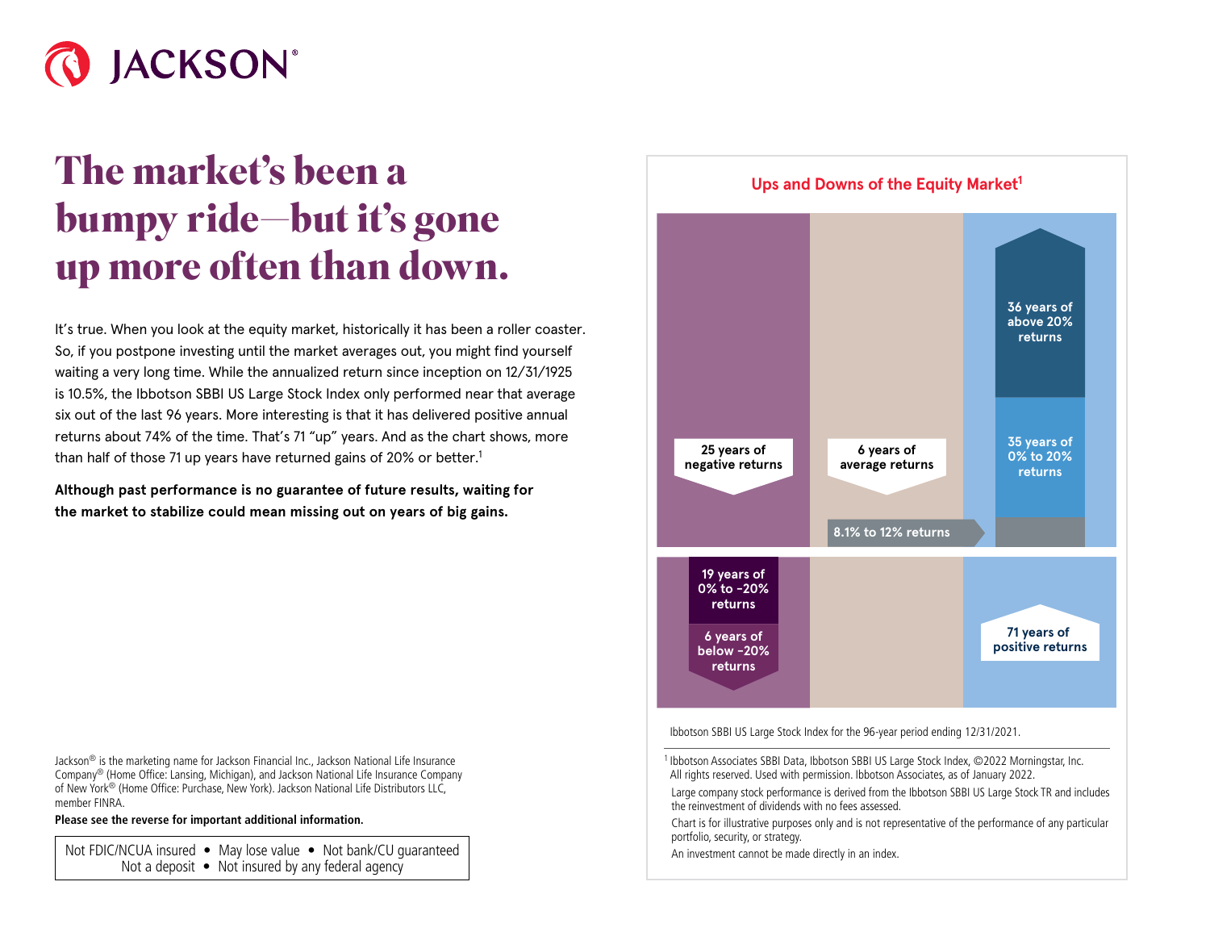JACKSON®

# The market's been a bumpy ride—but it's gone up more often than down.

It's true. When you look at the equity market, historically it has been a roller coaster. So, if you postpone investing until the market averages out, you might find yourself waiting a very long time. While the annualized return since inception on 12/31/1925 is 10.5%, the Ibbotson SBBI US Large Stock Index only performed near that average six out of the last 96 years. More interesting is that it has delivered positive annual returns about 74% of the time. That's 71 "up" years. And as the chart shows, more than half of those 71 up years have returned gains of 20% or better.[1]

**Although past performance is no guarantee of future results, waiting for the market to stabilize could mean missing out on years of big gains.**

## Ups and Downs of the Equity Market[1]

25 years of negative returns

6 years of average returns

8.1% to 12% returns

36 years of above 20% returns

35 years of 0% to 20% returns

19 years of 0% to -20% returns

6 years of below -20% returns

71 years of positive returns

Ibbotson SBBI US Large Stock Index for the 96-year period ending 12/31/2021.

[1] Ibbotson Associates SBBI Data, Ibbotson SBBI US Large Stock Index, ©2022 Morningstar, Inc. All rights reserved. Used with permission. Ibbotson Associates, as of January 2022.

Large company stock performance is derived from the Ibbotson SBBI US Large Stock TR and includes the reinvestment of dividends with no fees assessed.

Chart is for illustrative purposes only and is not representative of the performance of any particular portfolio, security, or strategy.

An investment cannot be made directly in an index.

Jackson® is the marketing name for Jackson Financial Inc., Jackson National Life Insurance Company® (Home Office: Lansing, Michigan), and Jackson National Life Insurance Company of New York® (Home Office: Purchase, New York). Jackson National Life Distributors LLC, member FINRA.

**Please see the reverse for important additional information.**

Not FDIC/NCUA insured • May lose value • Not bank/CU guaranteed
Not a deposit • Not insured by any federal agency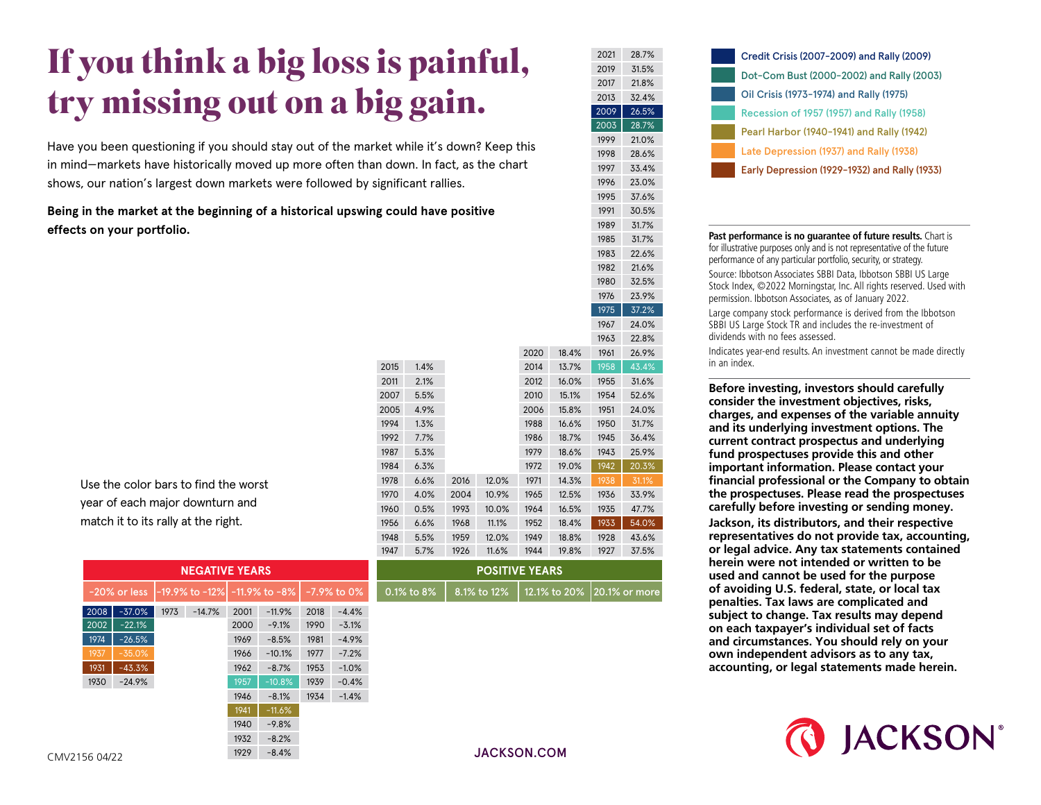# If you think a big loss is painful, try missing out on a big gain.

Have you been questioning if you should stay out of the market while it's down? Keep this in mind—markets have historically moved up more often than down. In fact, as the chart shows, our nation's largest down markets were followed by significant rallies.

**Being in the market at the beginning of a historical upswing could have positive effects on your portfolio.**

Use the color bars to find the worst year of each major downturn and match it to its rally at the right.

- Credit Crisis (2007-2009) and Rally (2009)
- Dot-Com Bust (2000-2002) and Rally (2003)
- Oil Crisis (1973-1974) and Rally (1975)
- Recession of 1957 (1957) and Rally (1958)
- Pearl Harbor (1940-1941) and Rally (1942)
- Late Depression (1937) and Rally (1938)
- Early Depression (1929-1932) and Rally (1933)

NEGATIVE YEARS

-20% or less
2008 -37.0%
2002 -22.1%
1974 -26.5%
1937 -35.0%
1931 -43.3%
1930 -24.9%

-19.9% to -12%
1973 -14.7%

-11.9% to -8%
2001 -11.9%
2000 -9.1%
1969 -8.5%
1966 -10.1%
1962 -8.7%
1957 -10.8%
1946 -8.1%
1941 -11.6%
1940 -9.8%
1932 -8.2%
1929 -8.4%

-7.9% to 0%
2018 -4.4%
1990 -3.1%
1981 -4.9%
1977 -7.2%
1953 -1.0%
1939 -0.4%
1934 -1.4%

POSITIVE YEARS

0.1% to 8%
2015 1.4%
2011 2.1%
2007 5.5%
2005 4.9%
1994 1.3%
1992 7.7%
1987 5.3%
1984 6.3%
1978 6.6%
1970 4.0%
1960 0.5%
1956 6.6%
1948 5.5%
1947 5.7%

8.1% to 12%
2016 12.0%
2004 10.9%
1993 10.0%
1968 11.1%
1959 12.0%
1926 11.6%

12.1% to 20%
2020 18.4%
2014 13.7%
2012 16.0%
2010 15.1%
2006 15.8%
1988 16.6%
1986 18.7%
1979 18.6%
1972 19.0%
1971 14.3%
1965 12.5%
1964 16.5%
1952 18.4%
1949 18.8%
1944 19.8%

20.1% or more
2021 28.7%
2019 31.5%
2017 21.8%
2013 32.4%
2009 26.5%
2003 28.7%
1999 21.0%
1998 28.6%
1997 33.4%
1996 23.0%
1995 37.6%
1991 30.5%
1989 31.7%
1985 31.7%
1983 22.6%
1982 21.6%
1980 32.5%
1976 23.9%
1975 37.2%
1967 24.0%
1963 22.8%
1961 26.9%
1958 43.4%
1955 31.6%
1954 52.6%
1951 24.0%
1950 31.7%
1945 36.4%
1943 25.9%
1942 20.3%
1938 31.1%
1936 33.9%
1935 47.7%
1933 54.0%
1928 43.6%
1927 37.5%

**Past performance is no guarantee of future results.** Chart is for illustrative purposes only and is not representative of the future performance of any particular portfolio, security, or strategy.

Source: Ibbotson Associates SBBI Data, Ibbotson SBBI US Large Stock Index, ©2022 Morningstar, Inc. All rights reserved. Used with permission. Ibbotson Associates, as of January 2022.

Large company stock performance is derived from the Ibbotson SBBI US Large Stock TR and includes the re-investment of dividends with no fees assessed.

Indicates year-end results. An investment cannot be made directly in an index.

**Before investing, investors should carefully consider the investment objectives, risks, charges, and expenses of the variable annuity and its underlying investment options. The current contract prospectus and underlying fund prospectuses provide this and other important information. Please contact your financial professional or the Company to obtain the prospectuses. Please read the prospectuses carefully before investing or sending money.**

**Jackson, its distributors, and their respective representatives do not provide tax, accounting, or legal advice. Any tax statements contained herein were not intended or written to be used and cannot be used for the purpose of avoiding U.S. federal, state, or local tax penalties. Tax laws are complicated and subject to change. Tax results may depend on each taxpayer's individual set of facts and circumstances. You should rely on your own independent advisors as to any tax, accounting, or legal statements made herein.**

JACKSON®

JACKSON.COM

CMV2156 04/22